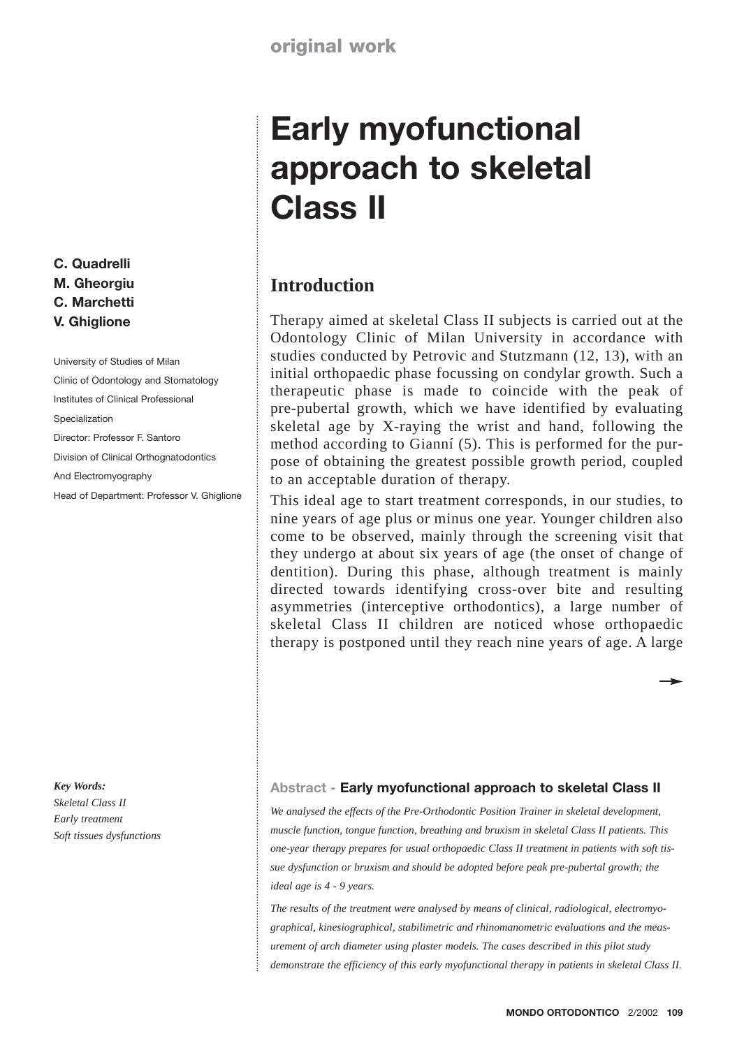original work

# Early myofunctional approach to skeletal Class II

**C. Quadrelli**
**M. Gheorgiu**
**C. Marchetti**
**V. Ghiglione**

University of Studies of Milan
Clinic of Odontology and Stomatology
Institutes of Clinical Professional Specialization
Director: Professor F. Santoro
Division of Clinical Orthognatodontics
And Electromyography
Head of Department: Professor V. Ghiglione

***Key Words:***
*Skeletal Class II*
*Early treatment*
*Soft tissues dysfunctions*

### Abstract - Early myofunctional approach to skeletal Class II

*We analysed the effects of the Pre-Orthodontic Position Trainer in skeletal development, muscle function, tongue function, breathing and bruxism in skeletal Class II patients. This one-year therapy prepares for usual orthopaedic Class II treatment in patients with soft tissue dysfunction or bruxism and should be adopted before peak pre-pubertal growth; the ideal age is 4 - 9 years.*

*The results of the treatment were analysed by means of clinical, radiological, electromyographical, kinesiographical, stabilimetric and rhinomanometric evaluations and the measurement of arch diameter using plaster models. The cases described in this pilot study demonstrate the efficiency of this early myofunctional therapy in patients in skeletal Class II.*

## Introduction

Therapy aimed at skeletal Class II subjects is carried out at the Odontology Clinic of Milan University in accordance with studies conducted by Petrovic and Stutzmann (12, 13), with an initial orthopaedic phase focussing on condylar growth. Such a therapeutic phase is made to coincide with the peak of pre-pubertal growth, which we have identified by evaluating skeletal age by X-raying the wrist and hand, following the method according to Gianní (5). This is performed for the purpose of obtaining the greatest possible growth period, coupled to an acceptable duration of therapy.

This ideal age to start treatment corresponds, in our studies, to nine years of age plus or minus one year. Younger children also come to be observed, mainly through the screening visit that they undergo at about six years of age (the onset of change of dentition). During this phase, although treatment is mainly directed towards identifying cross-over bite and resulting asymmetries (interceptive orthodontics), a large number of skeletal Class II children are noticed whose orthopaedic therapy is postponed until they reach nine years of age. A large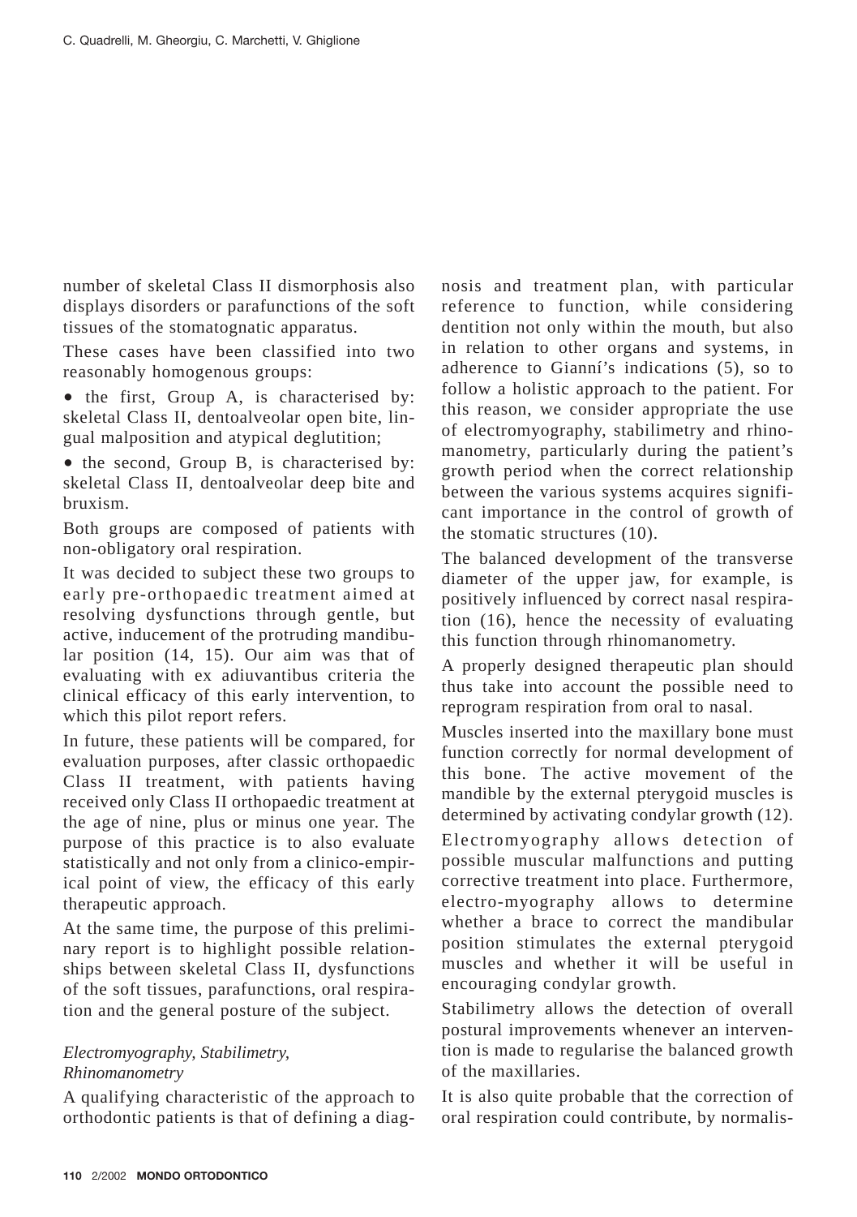number of skeletal Class II dismorphosis also displays disorders or parafunctions of the soft tissues of the stomatognatic apparatus.

These cases have been classified into two reasonably homogenous groups:

- the first, Group A, is characterised by: skeletal Class II, dentoalveolar open bite, lingual malposition and atypical deglutition;
- the second, Group B, is characterised by: skeletal Class II, dentoalveolar deep bite and bruxism.

Both groups are composed of patients with non-obligatory oral respiration.

It was decided to subject these two groups to early pre-orthopaedic treatment aimed at resolving dysfunctions through gentle, but active, inducement of the protruding mandibular position (14, 15). Our aim was that of evaluating with ex adiuvantibus criteria the clinical efficacy of this early intervention, to which this pilot report refers.

In future, these patients will be compared, for evaluation purposes, after classic orthopaedic Class II treatment, with patients having received only Class II orthopaedic treatment at the age of nine, plus or minus one year. The purpose of this practice is to also evaluate statistically and not only from a clinico-empirical point of view, the efficacy of this early therapeutic approach.

At the same time, the purpose of this preliminary report is to highlight possible relationships between skeletal Class II, dysfunctions of the soft tissues, parafunctions, oral respiration and the general posture of the subject.

### *Electromyography, Stabilimetry, Rhinomanometry*

A qualifying characteristic of the approach to orthodontic patients is that of defining a diagnosis and treatment plan, with particular reference to function, while considering dentition not only within the mouth, but also in relation to other organs and systems, in adherence to Gianní's indications (5), so to follow a holistic approach to the patient. For this reason, we consider appropriate the use of electromyography, stabilimetry and rhinomanometry, particularly during the patient's growth period when the correct relationship between the various systems acquires significant importance in the control of growth of the stomatic structures (10).

The balanced development of the transverse diameter of the upper jaw, for example, is positively influenced by correct nasal respiration (16), hence the necessity of evaluating this function through rhinomanometry.

A properly designed therapeutic plan should thus take into account the possible need to reprogram respiration from oral to nasal.

Muscles inserted into the maxillary bone must function correctly for normal development of this bone. The active movement of the mandible by the external pterygoid muscles is determined by activating condylar growth (12).

Electromyography allows detection of possible muscular malfunctions and putting corrective treatment into place. Furthermore, electro-myography allows to determine whether a brace to correct the mandibular position stimulates the external pterygoid muscles and whether it will be useful in encouraging condylar growth.

Stabilimetry allows the detection of overall postural improvements whenever an intervention is made to regularise the balanced growth of the maxillaries.

It is also quite probable that the correction of oral respiration could contribute, by normalis-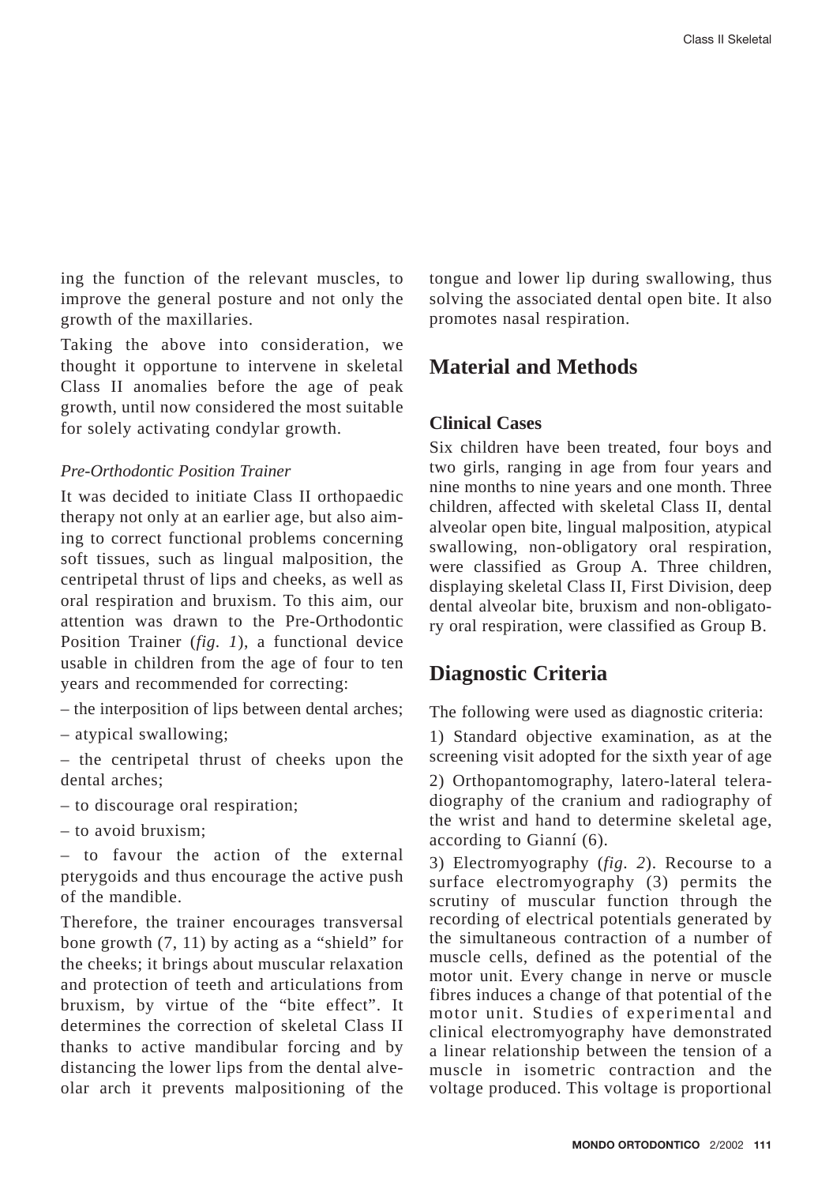ing the function of the relevant muscles, to improve the general posture and not only the growth of the maxillaries.

Taking the above into consideration, we thought it opportune to intervene in skeletal Class II anomalies before the age of peak growth, until now considered the most suitable for solely activating condylar growth.

*Pre-Orthodontic Position Trainer*

It was decided to initiate Class II orthopaedic therapy not only at an earlier age, but also aiming to correct functional problems concerning soft tissues, such as lingual malposition, the centripetal thrust of lips and cheeks, as well as oral respiration and bruxism. To this aim, our attention was drawn to the Pre-Orthodontic Position Trainer (*fig. 1*), a functional device usable in children from the age of four to ten years and recommended for correcting:

– the interposition of lips between dental arches;

– atypical swallowing;

– the centripetal thrust of cheeks upon the dental arches;

– to discourage oral respiration;

– to avoid bruxism;

– to favour the action of the external pterygoids and thus encourage the active push of the mandible.

Therefore, the trainer encourages transversal bone growth (7, 11) by acting as a "shield" for the cheeks; it brings about muscular relaxation and protection of teeth and articulations from bruxism, by virtue of the "bite effect". It determines the correction of skeletal Class II thanks to active mandibular forcing and by distancing the lower lips from the dental alveolar arch it prevents malpositioning of the tongue and lower lip during swallowing, thus solving the associated dental open bite. It also promotes nasal respiration.

## Material and Methods

### Clinical Cases

Six children have been treated, four boys and two girls, ranging in age from four years and nine months to nine years and one month. Three children, affected with skeletal Class II, dental alveolar open bite, lingual malposition, atypical swallowing, non-obligatory oral respiration, were classified as Group A. Three children, displaying skeletal Class II, First Division, deep dental alveolar bite, bruxism and non-obligatory oral respiration, were classified as Group B.

## Diagnostic Criteria

The following were used as diagnostic criteria:

1) Standard objective examination, as at the screening visit adopted for the sixth year of age

2) Orthopantomography, latero-lateral teleradiography of the cranium and radiography of the wrist and hand to determine skeletal age, according to Gianní (6).

3) Electromyography (*fig. 2*). Recourse to a surface electromyography (3) permits the scrutiny of muscular function through the recording of electrical potentials generated by the simultaneous contraction of a number of muscle cells, defined as the potential of the motor unit. Every change in nerve or muscle fibres induces a change of that potential of the motor unit. Studies of experimental and clinical electromyography have demonstrated a linear relationship between the tension of a muscle in isometric contraction and the voltage produced. This voltage is proportional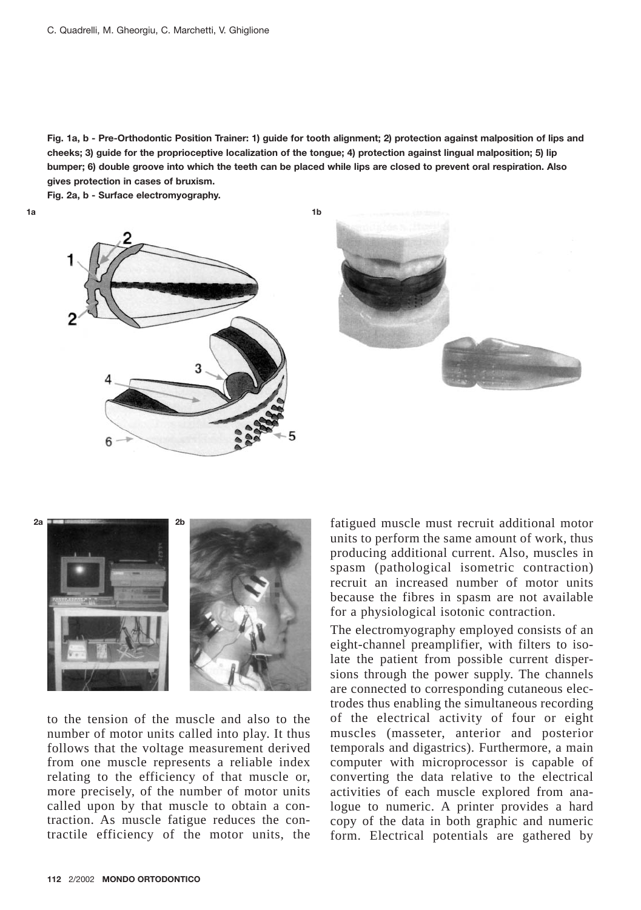**Fig. 1a, b - Pre-Orthodontic Position Trainer: 1) guide for tooth alignment; 2) protection against malposition of lips and cheeks; 3) guide for the proprioceptive localization of the tongue; 4) protection against lingual malposition; 5) lip bumper; 6) double groove into which the teeth can be placed while lips are closed to prevent oral respiration. Also gives protection in cases of bruxism.**

**Fig. 2a, b - Surface electromyography.**

to the tension of the muscle and also to the number of motor units called into play. It thus follows that the voltage measurement derived from one muscle represents a reliable index relating to the efficiency of that muscle or, more precisely, of the number of motor units called upon by that muscle to obtain a contraction. As muscle fatigue reduces the contractile efficiency of the motor units, the fatigued muscle must recruit additional motor units to perform the same amount of work, thus producing additional current. Also, muscles in spasm (pathological isometric contraction) recruit an increased number of motor units because the fibres in spasm are not available for a physiological isotonic contraction.

The electromyography employed consists of an eight-channel preamplifier, with filters to isolate the patient from possible current dispersions through the power supply. The channels are connected to corresponding cutaneous electrodes thus enabling the simultaneous recording of the electrical activity of four or eight muscles (masseter, anterior and posterior temporals and digastrics). Furthermore, a main computer with microprocessor is capable of converting the data relative to the electrical activities of each muscle explored from analogue to numeric. A printer provides a hard copy of the data in both graphic and numeric form. Electrical potentials are gathered by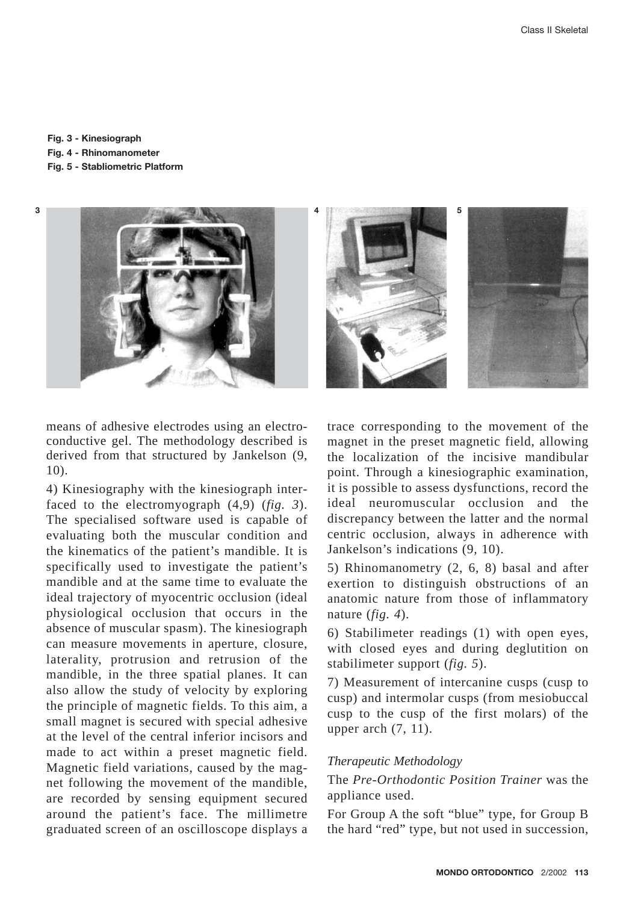**Fig. 3 - Kinesiograph**
**Fig. 4 - Rhinomanometer**
**Fig. 5 - Stabliometric Platform**

means of adhesive electrodes using an electro-conductive gel. The methodology described is derived from that structured by Jankelson (9, 10).

4) Kinesiography with the kinesiograph interfaced to the electromyograph (4,9) (*fig. 3*). The specialised software used is capable of evaluating both the muscular condition and the kinematics of the patient's mandible. It is specifically used to investigate the patient's mandible and at the same time to evaluate the ideal trajectory of myocentric occlusion (ideal physiological occlusion that occurs in the absence of muscular spasm). The kinesiograph can measure movements in aperture, closure, laterality, protrusion and retrusion of the mandible, in the three spatial planes. It can also allow the study of velocity by exploring the principle of magnetic fields. To this aim, a small magnet is secured with special adhesive at the level of the central inferior incisors and made to act within a preset magnetic field. Magnetic field variations, caused by the magnet following the movement of the mandible, are recorded by sensing equipment secured around the patient's face. The millimetre graduated screen of an oscilloscope displays a trace corresponding to the movement of the magnet in the preset magnetic field, allowing the localization of the incisive mandibular point. Through a kinesiographic examination, it is possible to assess dysfunctions, record the ideal neuromuscular occlusion and the discrepancy between the latter and the normal centric occlusion, always in adherence with Jankelson's indications (9, 10).

5) Rhinomanometry (2, 6, 8) basal and after exertion to distinguish obstructions of an anatomic nature from those of inflammatory nature (*fig. 4*).

6) Stabilimeter readings (1) with open eyes, with closed eyes and during deglutition on stabilimeter support (*fig. 5*).

7) Measurement of intercanine cusps (cusp to cusp) and intermolar cusps (from mesiobuccal cusp to the cusp of the first molars) of the upper arch (7, 11).

### *Therapeutic Methodology*

The *Pre-Orthodontic Position Trainer* was the appliance used.

For Group A the soft "blue" type, for Group B the hard "red" type, but not used in succession,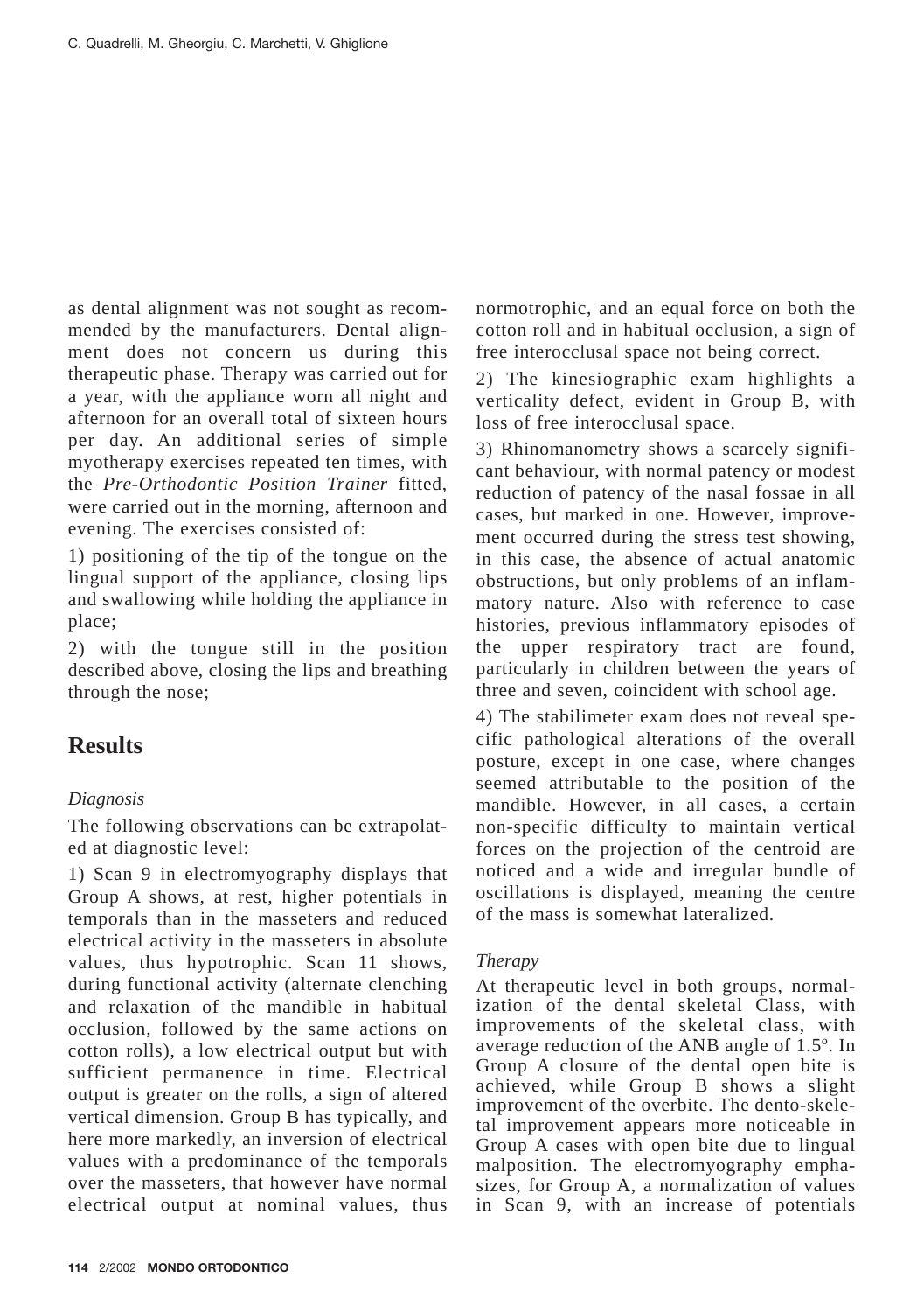as dental alignment was not sought as recommended by the manufacturers. Dental alignment does not concern us during this therapeutic phase. Therapy was carried out for a year, with the appliance worn all night and afternoon for an overall total of sixteen hours per day. An additional series of simple myotherapy exercises repeated ten times, with the *Pre-Orthodontic Position Trainer* fitted, were carried out in the morning, afternoon and evening. The exercises consisted of:

1) positioning of the tip of the tongue on the lingual support of the appliance, closing lips and swallowing while holding the appliance in place;

2) with the tongue still in the position described above, closing the lips and breathing through the nose;

## Results

### *Diagnosis*

The following observations can be extrapolated at diagnostic level:

1) Scan 9 in electromyography displays that Group A shows, at rest, higher potentials in temporals than in the masseters and reduced electrical activity in the masseters in absolute values, thus hypotrophic. Scan 11 shows, during functional activity (alternate clenching and relaxation of the mandible in habitual occlusion, followed by the same actions on cotton rolls), a low electrical output but with sufficient permanence in time. Electrical output is greater on the rolls, a sign of altered vertical dimension. Group B has typically, and here more markedly, an inversion of electrical values with a predominance of the temporals over the masseters, that however have normal electrical output at nominal values, thus normotrophic, and an equal force on both the cotton roll and in habitual occlusion, a sign of free interocclusal space not being correct.

2) The kinesiographic exam highlights a verticality defect, evident in Group B, with loss of free interocclusal space.

3) Rhinomanometry shows a scarcely significant behaviour, with normal patency or modest reduction of patency of the nasal fossae in all cases, but marked in one. However, improvement occurred during the stress test showing, in this case, the absence of actual anatomic obstructions, but only problems of an inflammatory nature. Also with reference to case histories, previous inflammatory episodes of the upper respiratory tract are found, particularly in children between the years of three and seven, coincident with school age.

4) The stabilimeter exam does not reveal specific pathological alterations of the overall posture, except in one case, where changes seemed attributable to the position of the mandible. However, in all cases, a certain non-specific difficulty to maintain vertical forces on the projection of the centroid are noticed and a wide and irregular bundle of oscillations is displayed, meaning the centre of the mass is somewhat lateralized.

### *Therapy*

At therapeutic level in both groups, normalization of the dental skeletal Class, with improvements of the skeletal class, with average reduction of the ANB angle of 1.5º. In Group A closure of the dental open bite is achieved, while Group B shows a slight improvement of the overbite. The dento-skeletal improvement appears more noticeable in Group A cases with open bite due to lingual malposition. The electromyography emphasizes, for Group A, a normalization of values in Scan 9, with an increase of potentials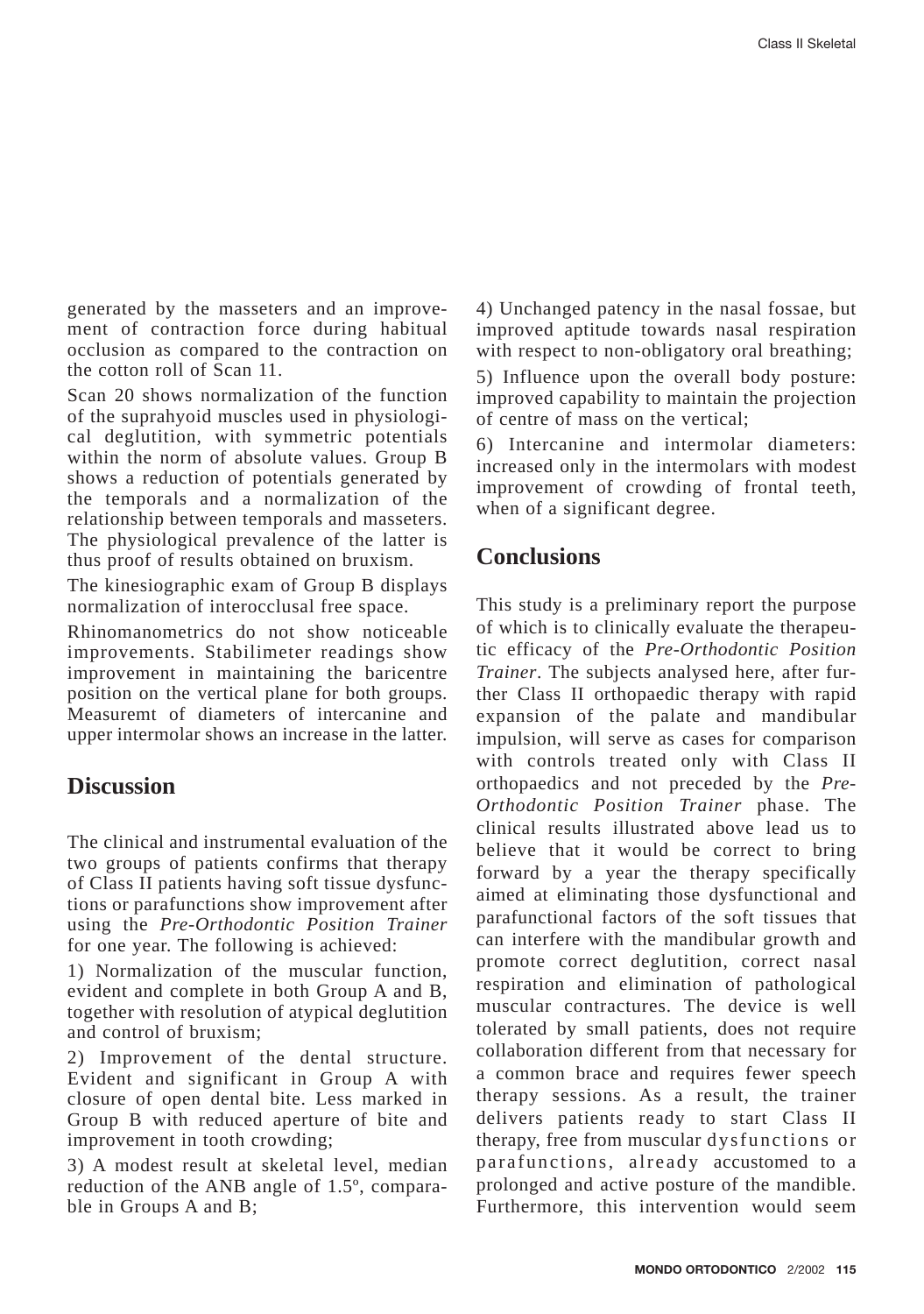generated by the masseters and an improvement of contraction force during habitual occlusion as compared to the contraction on the cotton roll of Scan 11.

Scan 20 shows normalization of the function of the suprahyoid muscles used in physiological deglutition, with symmetric potentials within the norm of absolute values. Group B shows a reduction of potentials generated by the temporals and a normalization of the relationship between temporals and masseters. The physiological prevalence of the latter is thus proof of results obtained on bruxism.

The kinesiographic exam of Group B displays normalization of interocclusal free space.

Rhinomanometrics do not show noticeable improvements. Stabilimeter readings show improvement in maintaining the baricentre position on the vertical plane for both groups. Measuremt of diameters of intercanine and upper intermolar shows an increase in the latter.

## Discussion

The clinical and instrumental evaluation of the two groups of patients confirms that therapy of Class II patients having soft tissue dysfunctions or parafunctions show improvement after using the *Pre-Orthodontic Position Trainer* for one year. The following is achieved:

1) Normalization of the muscular function, evident and complete in both Group A and B, together with resolution of atypical deglutition and control of bruxism;

2) Improvement of the dental structure. Evident and significant in Group A with closure of open dental bite. Less marked in Group B with reduced aperture of bite and improvement in tooth crowding;

3) A modest result at skeletal level, median reduction of the ANB angle of 1.5º, comparable in Groups A and B;

4) Unchanged patency in the nasal fossae, but improved aptitude towards nasal respiration with respect to non-obligatory oral breathing;

5) Influence upon the overall body posture: improved capability to maintain the projection of centre of mass on the vertical;

6) Intercanine and intermolar diameters: increased only in the intermolars with modest improvement of crowding of frontal teeth, when of a significant degree.

## Conclusions

This study is a preliminary report the purpose of which is to clinically evaluate the therapeutic efficacy of the *Pre-Orthodontic Position Trainer*. The subjects analysed here, after further Class II orthopaedic therapy with rapid expansion of the palate and mandibular impulsion, will serve as cases for comparison with controls treated only with Class II orthopaedics and not preceded by the *Pre-Orthodontic Position Trainer* phase. The clinical results illustrated above lead us to believe that it would be correct to bring forward by a year the therapy specifically aimed at eliminating those dysfunctional and parafunctional factors of the soft tissues that can interfere with the mandibular growth and promote correct deglutition, correct nasal respiration and elimination of pathological muscular contractures. The device is well tolerated by small patients, does not require collaboration different from that necessary for a common brace and requires fewer speech therapy sessions. As a result, the trainer delivers patients ready to start Class II therapy, free from muscular dysfunctions or parafunctions, already accustomed to a prolonged and active posture of the mandible. Furthermore, this intervention would seem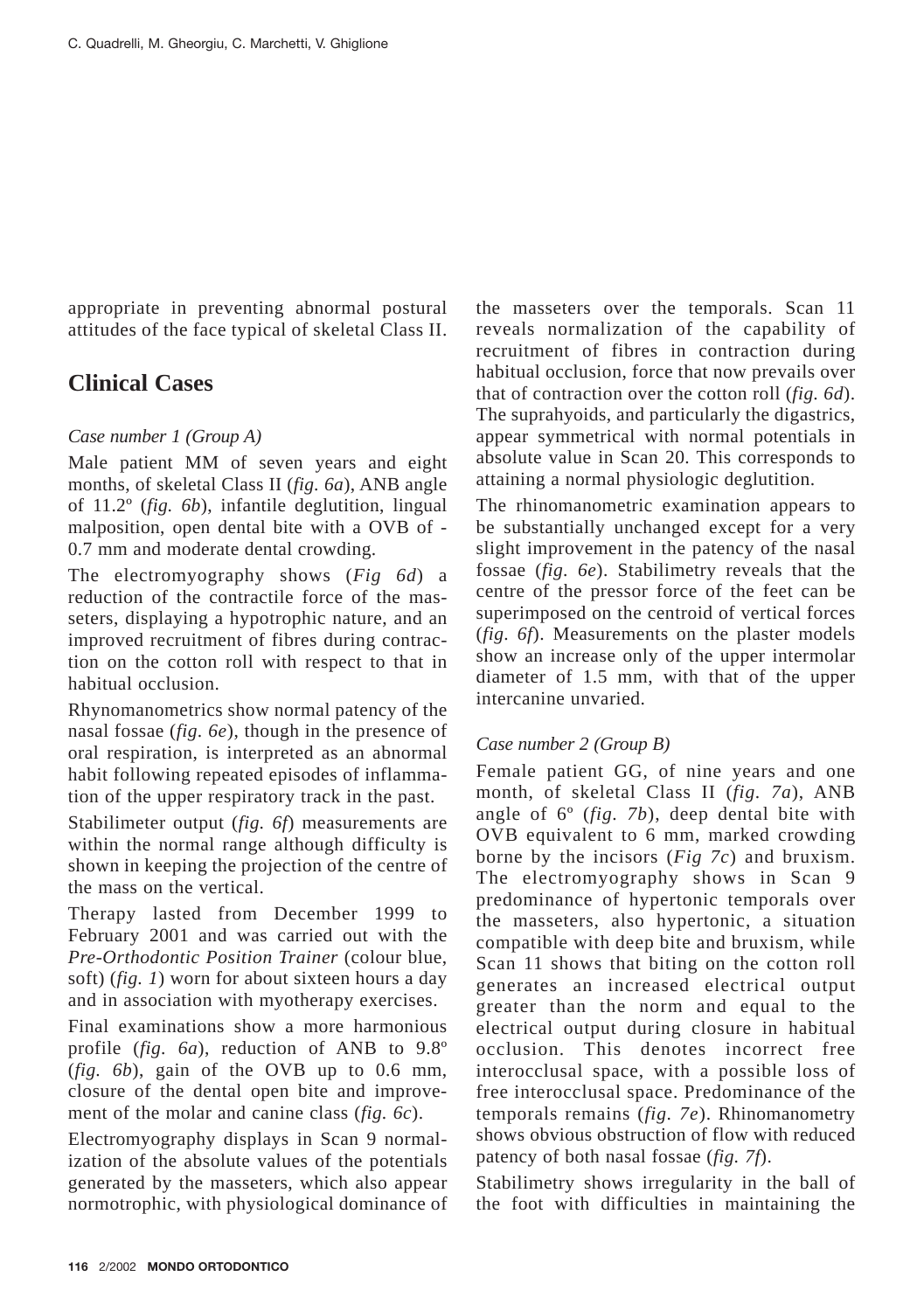appropriate in preventing abnormal postural attitudes of the face typical of skeletal Class II.

## Clinical Cases

*Case number 1 (Group A)*

Male patient MM of seven years and eight months, of skeletal Class II (*fig. 6a*), ANB angle of 11.2º (*fig. 6b*), infantile deglutition, lingual malposition, open dental bite with a OVB of -0.7 mm and moderate dental crowding.

The electromyography shows (*Fig 6d*) a reduction of the contractile force of the masseters, displaying a hypotrophic nature, and an improved recruitment of fibres during contraction on the cotton roll with respect to that in habitual occlusion.

Rhynomanometrics show normal patency of the nasal fossae (*fig. 6e*), though in the presence of oral respiration, is interpreted as an abnormal habit following repeated episodes of inflammation of the upper respiratory track in the past.

Stabilimeter output (*fig. 6f*) measurements are within the normal range although difficulty is shown in keeping the projection of the centre of the mass on the vertical.

Therapy lasted from December 1999 to February 2001 and was carried out with the *Pre-Orthodontic Position Trainer* (colour blue, soft) (*fig. 1*) worn for about sixteen hours a day and in association with myotherapy exercises.

Final examinations show a more harmonious profile (*fig. 6a*), reduction of ANB to 9.8º (*fig. 6b*), gain of the OVB up to 0.6 mm, closure of the dental open bite and improvement of the molar and canine class (*fig. 6c*).

Electromyography displays in Scan 9 normalization of the absolute values of the potentials generated by the masseters, which also appear normotrophic, with physiological dominance of the masseters over the temporals. Scan 11 reveals normalization of the capability of recruitment of fibres in contraction during habitual occlusion, force that now prevails over that of contraction over the cotton roll (*fig. 6d*). The suprahyoids, and particularly the digastrics, appear symmetrical with normal potentials in absolute value in Scan 20. This corresponds to attaining a normal physiologic deglutition.

The rhinomanometric examination appears to be substantially unchanged except for a very slight improvement in the patency of the nasal fossae (*fig. 6e*). Stabilimetry reveals that the centre of the pressor force of the feet can be superimposed on the centroid of vertical forces (*fig. 6f*). Measurements on the plaster models show an increase only of the upper intermolar diameter of 1.5 mm, with that of the upper intercanine unvaried.

*Case number 2 (Group B)*

Female patient GG, of nine years and one month, of skeletal Class II (*fig. 7a*), ANB angle of 6º (*fig. 7b*), deep dental bite with OVB equivalent to 6 mm, marked crowding borne by the incisors (*Fig 7c*) and bruxism. The electromyography shows in Scan 9 predominance of hypertonic temporals over the masseters, also hypertonic, a situation compatible with deep bite and bruxism, while Scan 11 shows that biting on the cotton roll generates an increased electrical output greater than the norm and equal to the electrical output during closure in habitual occlusion. This denotes incorrect free interocclusal space, with a possible loss of free interocclusal space. Predominance of the temporals remains (*fig. 7e*). Rhinomanometry shows obvious obstruction of flow with reduced patency of both nasal fossae (*fig. 7f*).

Stabilimetry shows irregularity in the ball of the foot with difficulties in maintaining the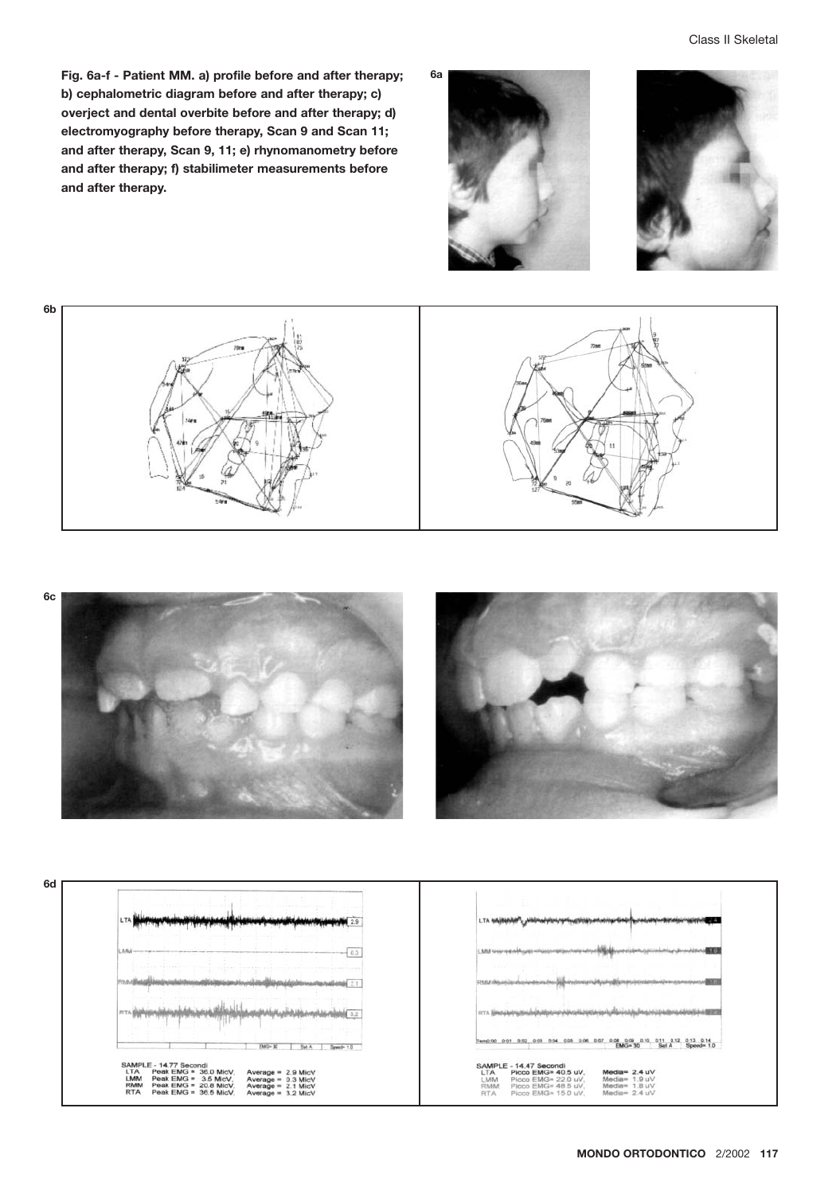**Fig. 6a-f - Patient MM. a) profile before and after therapy; b) cephalometric diagram before and after therapy; c) overject and dental overbite before and after therapy; d) electromyography before therapy, Scan 9 and Scan 11; and after therapy, Scan 9, 11; e) rhynomanometry before and after therapy; f) stabilimeter measurements before and after therapy.**

6a

6b

6c

6d

SAMPLE - 14.77 Secondi
LTA Peak EMG = 36.0 MicV. Average = 2.9 MicV
LMM Peak EMG = 3.5 MicV. Average = 0.3 MicV
RMM Peak EMG = 20.8 MicV. Average = 2.1 MicV
RTA Peak EMG = 36.8 MicV. Average = 3.2 MicV

SAMPLE - 14.47 Secondi
LTA Picco EMG= 40.5 uV, Media= 2.4 uV
LMM Picco EMG= 22.0 uV, Media= 1.9 uV
RMM Picco EMG= 48.5 uV, Media= 1.8 uV
RTA Picco EMG= 15.0 uV, Media= 2.4 uV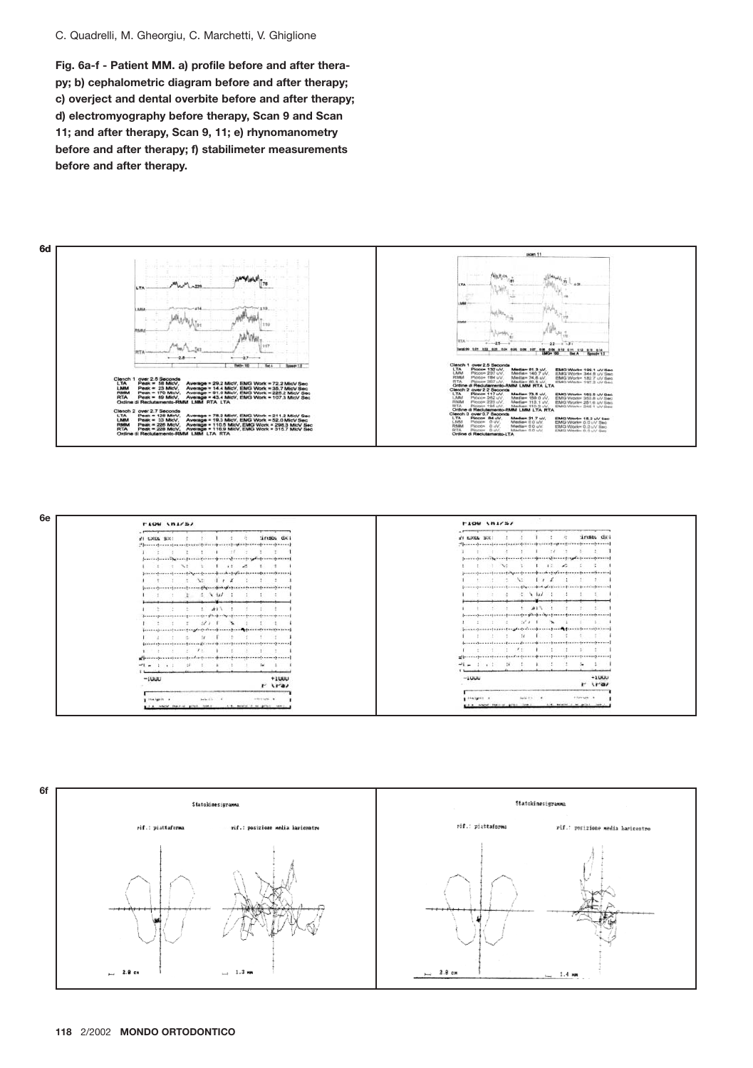**Fig. 6a-f - Patient MM. a) profile before and after therapy; b) cephalometric diagram before and after therapy; c) overject and dental overbite before and after therapy; d) electromyography before therapy, Scan 9 and Scan 11; and after therapy, Scan 9, 11; e) rhynomanometry before and after therapy; f) stabilimeter measurements before and after therapy.**

6d

6e

6f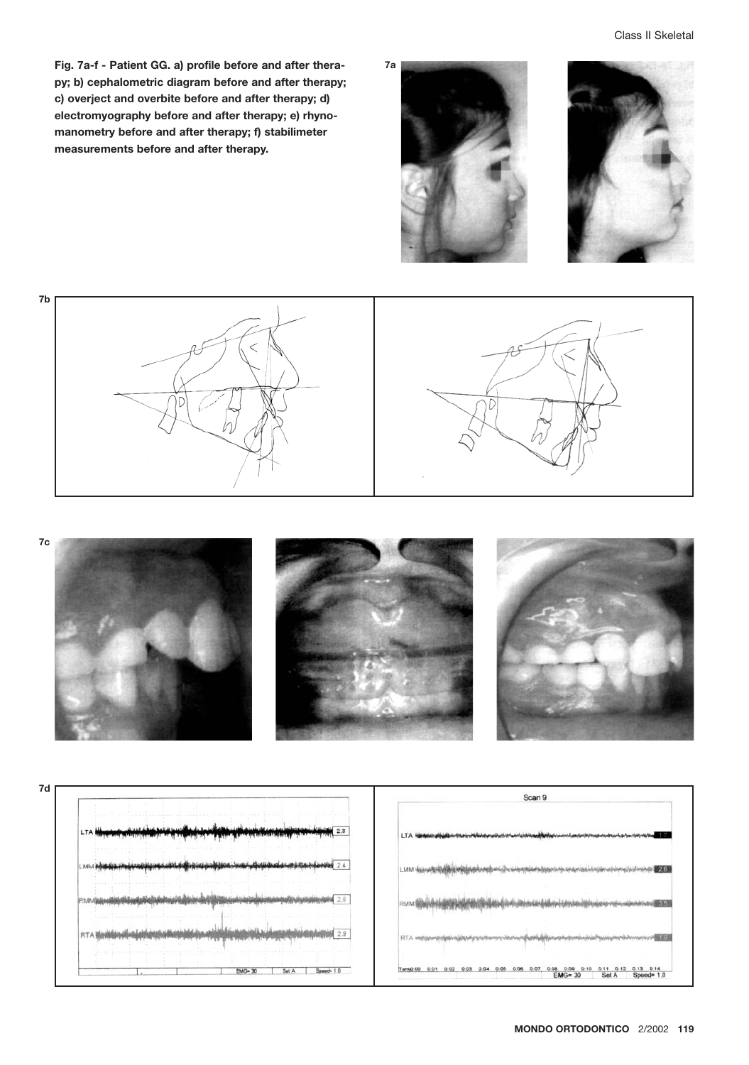**Fig. 7a-f - Patient GG. a) profile before and after therapy; b) cephalometric diagram before and after therapy; c) overject and overbite before and after therapy; d) electromyography before and after therapy; e) rhynomanometry before and after therapy; f) stabilimeter measurements before and after therapy.**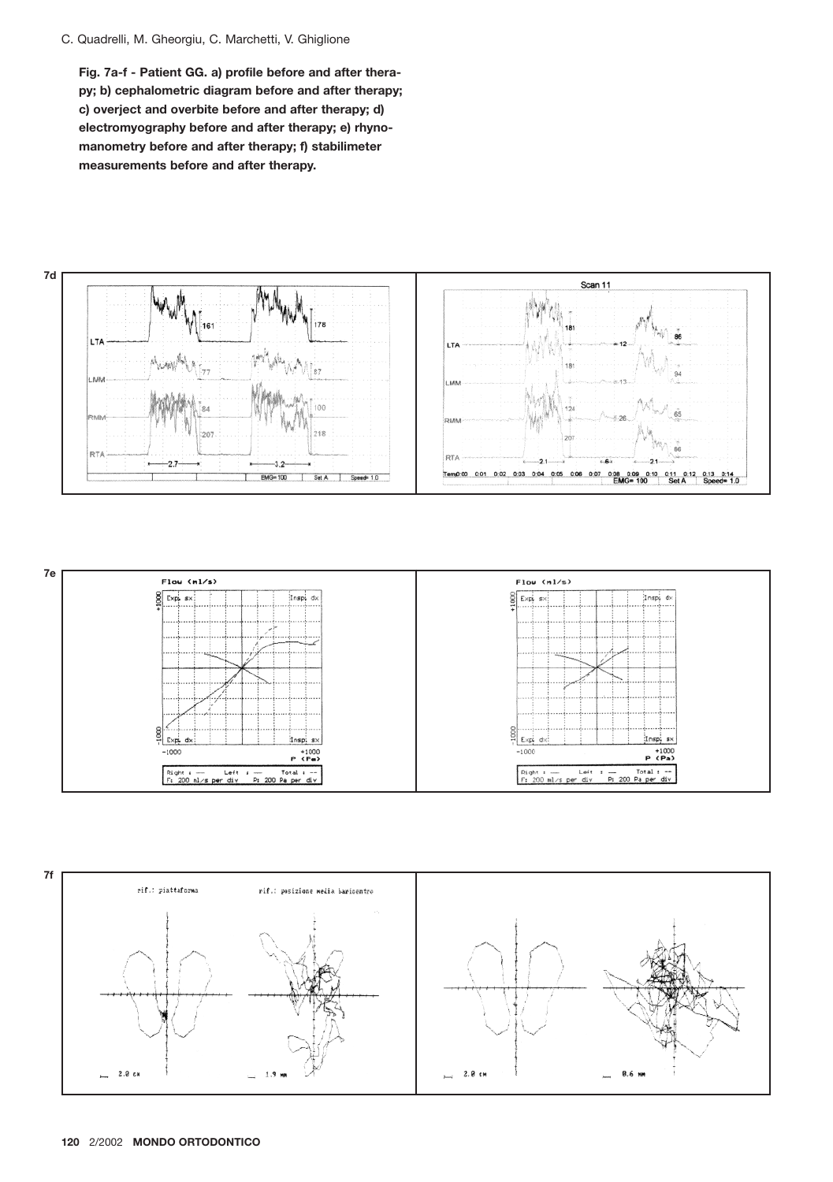**Fig. 7a-f - Patient GG. a) profile before and after therapy; b) cephalometric diagram before and after therapy; c) overject and overbite before and after therapy; d) electromyography before and after therapy; e) rhynomanometry before and after therapy; f) stabilimeter measurements before and after therapy.**

7d

7e

7f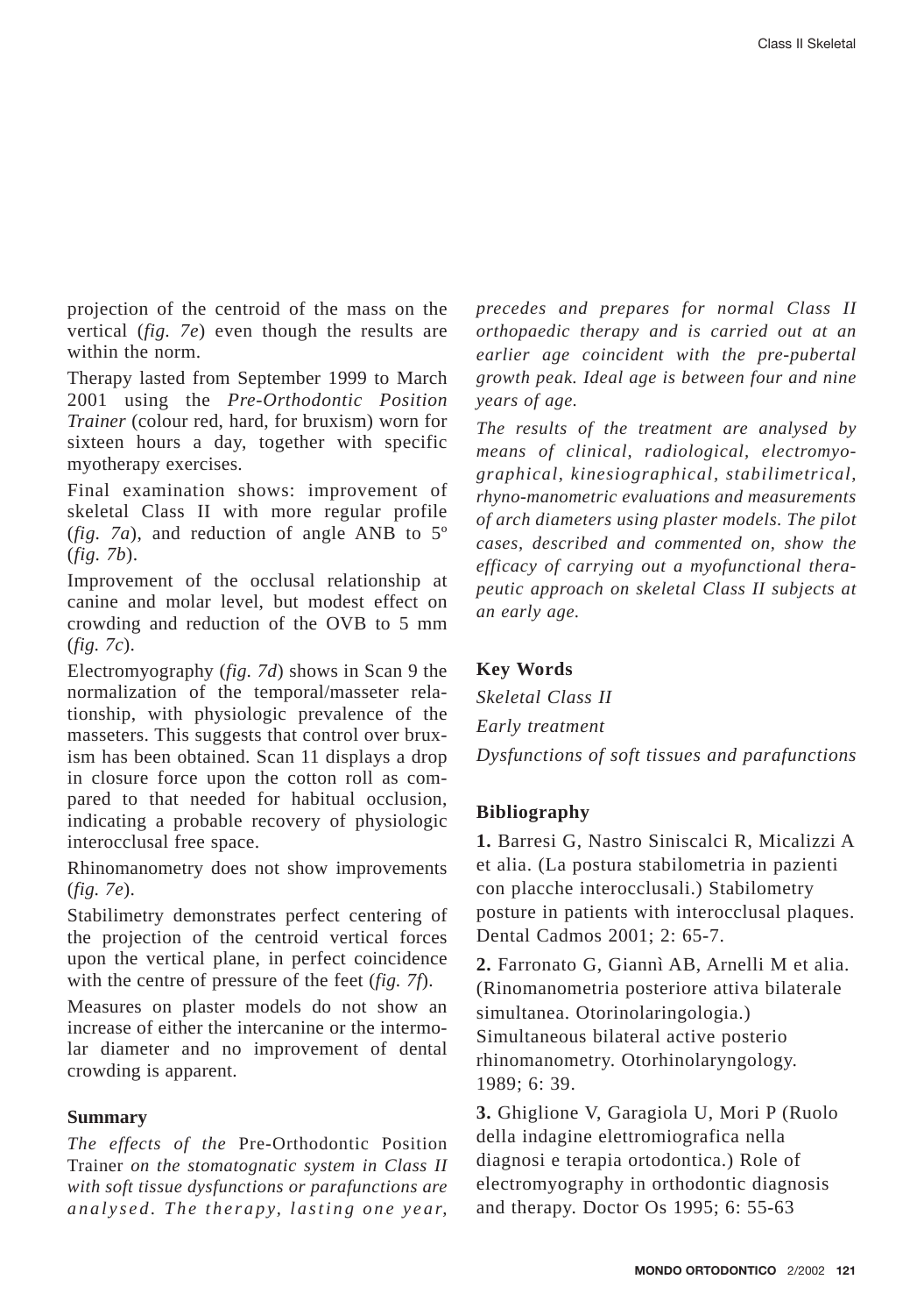projection of the centroid of the mass on the vertical (*fig. 7e*) even though the results are within the norm.

Therapy lasted from September 1999 to March 2001 using the *Pre-Orthodontic Position Trainer* (colour red, hard, for bruxism) worn for sixteen hours a day, together with specific myotherapy exercises.

Final examination shows: improvement of skeletal Class II with more regular profile (*fig. 7a*), and reduction of angle ANB to 5º (*fig. 7b*).

Improvement of the occlusal relationship at canine and molar level, but modest effect on crowding and reduction of the OVB to 5 mm (*fig. 7c*).

Electromyography (*fig. 7d*) shows in Scan 9 the normalization of the temporal/masseter relationship, with physiologic prevalence of the masseters. This suggests that control over bruxism has been obtained. Scan 11 displays a drop in closure force upon the cotton roll as compared to that needed for habitual occlusion, indicating a probable recovery of physiologic interocclusal free space.

Rhinomanometry does not show improvements (*fig. 7e*).

Stabilimetry demonstrates perfect centering of the projection of the centroid vertical forces upon the vertical plane, in perfect coincidence with the centre of pressure of the feet (*fig. 7f*).

Measures on plaster models do not show an increase of either the intercanine or the intermolar diameter and no improvement of dental crowding is apparent.

## Summary

*The effects of the* Pre-Orthodontic Position Trainer *on the stomatognatic system in Class II with soft tissue dysfunctions or parafunctions are analysed. The therapy, lasting one year, precedes and prepares for normal Class II orthopaedic therapy and is carried out at an earlier age coincident with the pre-pubertal growth peak. Ideal age is between four and nine years of age.*

*The results of the treatment are analysed by means of clinical, radiological, electromyographical, kinesiographical, stabilimetrical, rhyno-manometric evaluations and measurements of arch diameters using plaster models. The pilot cases, described and commented on, show the efficacy of carrying out a myofunctional therapeutic approach on skeletal Class II subjects at an early age.*

## Key Words

*Skeletal Class II*

*Early treatment*

*Dysfunctions of soft tissues and parafunctions*

## Bibliography

**1.** Barresi G, Nastro Siniscalci R, Micalizzi A et alia. (La postura stabilometria in pazienti con placche interocclusali.) Stabilometry posture in patients with interocclusal plaques. Dental Cadmos 2001; 2: 65-7.

**2.** Farronato G, Giannì AB, Arnelli M et alia. (Rinomanometria posteriore attiva bilaterale simultanea. Otorinolaringologia.) Simultaneous bilateral active posterio rhinomanometry. Otorhinolaryngology. 1989; 6: 39.

**3.** Ghiglione V, Garagiola U, Mori P (Ruolo della indagine elettromiografica nella diagnosi e terapia ortodontica.) Role of electromyography in orthodontic diagnosis and therapy. Doctor Os 1995; 6: 55-63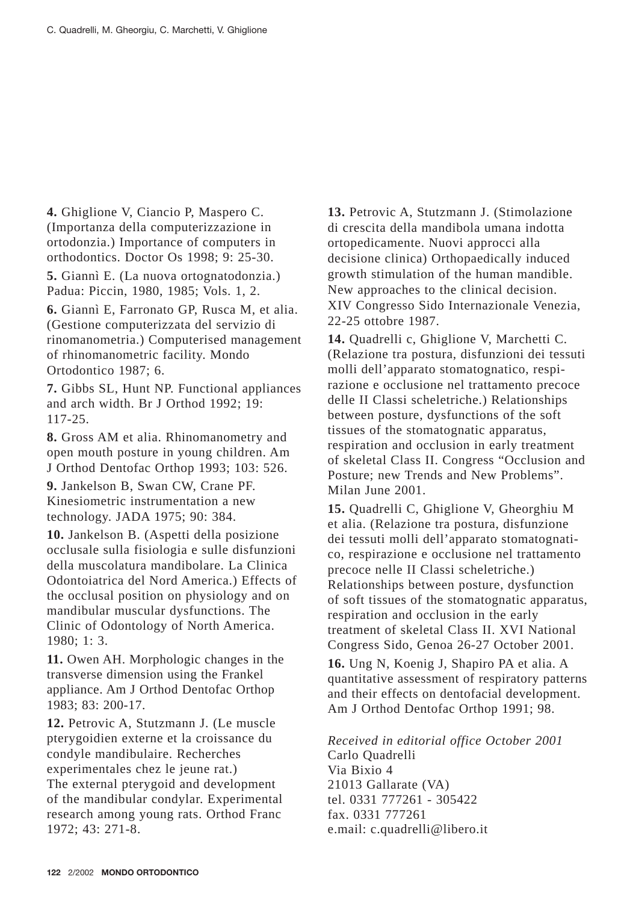**4.** Ghiglione V, Ciancio P, Maspero C. (Importanza della computerizzazione in ortodonzia.) Importance of computers in orthodontics. Doctor Os 1998; 9: 25-30.

**5.** Giannì E. (La nuova ortognatodonzia.) Padua: Piccin, 1980, 1985; Vols. 1, 2.

**6.** Giannì E, Farronato GP, Rusca M, et alia. (Gestione computerizzata del servizio di rinomanometria.) Computerised management of rhinomanometric facility. Mondo Ortodontico 1987; 6.

**7.** Gibbs SL, Hunt NP. Functional appliances and arch width. Br J Orthod 1992; 19: 117-25.

**8.** Gross AM et alia. Rhinomanometry and open mouth posture in young children. Am J Orthod Dentofac Orthop 1993; 103: 526.

**9.** Jankelson B, Swan CW, Crane PF. Kinesiometric instrumentation a new technology. JADA 1975; 90: 384.

**10.** Jankelson B. (Aspetti della posizione occlusale sulla fisiologia e sulle disfunzioni della muscolatura mandibolare. La Clinica Odontoiatrica del Nord America.) Effects of the occlusal position on physiology and on mandibular muscular dysfunctions. The Clinic of Odontology of North America. 1980; 1: 3.

**11.** Owen AH. Morphologic changes in the transverse dimension using the Frankel appliance. Am J Orthod Dentofac Orthop 1983; 83: 200-17.

**12.** Petrovic A, Stutzmann J. (Le muscle pterygoidien externe et la croissance du condyle mandibulaire. Recherches experimentales chez le jeune rat.) The external pterygoid and development of the mandibular condylar. Experimental research among young rats. Orthod Franc 1972; 43: 271-8.

**13.** Petrovic A, Stutzmann J. (Stimolazione di crescita della mandibola umana indotta ortopedicamente. Nuovi approcci alla decisione clinica) Orthopaedically induced growth stimulation of the human mandible. New approaches to the clinical decision. XIV Congresso Sido Internazionale Venezia, 22-25 ottobre 1987.

**14.** Quadrelli c, Ghiglione V, Marchetti C. (Relazione tra postura, disfunzioni dei tessuti molli dell'apparato stomatognatico, respirazione e occlusione nel trattamento precoce delle II Classi scheletriche.) Relationships between posture, dysfunctions of the soft tissues of the stomatognatic apparatus, respiration and occlusion in early treatment of skeletal Class II. Congress "Occlusion and Posture; new Trends and New Problems". Milan June 2001.

**15.** Quadrelli C, Ghiglione V, Gheorghiu M et alia. (Relazione tra postura, disfunzione dei tessuti molli dell'apparato stomatognatico, respirazione e occlusione nel trattamento precoce nelle II Classi scheletriche.) Relationships between posture, dysfunction of soft tissues of the stomatognatic apparatus, respiration and occlusion in the early treatment of skeletal Class II. XVI National Congress Sido, Genoa 26-27 October 2001.

**16.** Ung N, Koenig J, Shapiro PA et alia. A quantitative assessment of respiratory patterns and their effects on dentofacial development. Am J Orthod Dentofac Orthop 1991; 98.

*Received in editorial office October 2001*
Carlo Quadrelli
Via Bixio 4
21013 Gallarate (VA)
tel. 0331 777261 - 305422
fax. 0331 777261
e.mail: c.quadrelli@libero.it